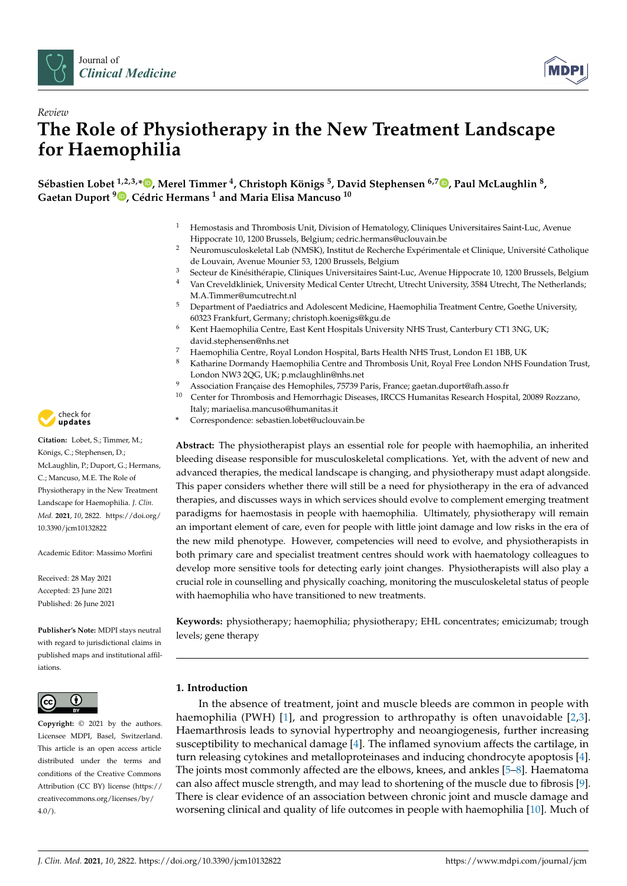Review

# The Role of Physiotherapy in the New Treatment Landscape for Haemophilia

**Sébastien Lobet [1,2,3,*], Merel Timmer [4], Christoph Königs [5], David Stephensen [6,7], Paul McLaughlin [8], Gaetan Duport [9], Cédric Hermans [1] and Maria Elisa Mancuso [10]**

1. Hemostasis and Thrombosis Unit, Division of Hematology, Cliniques Universitaires Saint-Luc, Avenue Hippocrate 10, 1200 Brussels, Belgium; cedric.hermans@uclouvain.be
2. Neuromusculoskeletal Lab (NMSK), Institut de Recherche Expérimentale et Clinique, Université Catholique de Louvain, Avenue Mounier 53, 1200 Brussels, Belgium
3. Secteur de Kinésithérapie, Cliniques Universitaires Saint-Luc, Avenue Hippocrate 10, 1200 Brussels, Belgium
4. Van Creveldkliniek, University Medical Center Utrecht, Utrecht University, 3584 Utrecht, The Netherlands; M.A.Timmer@umcutrecht.nl
5. Department of Paediatrics and Adolescent Medicine, Haemophilia Treatment Centre, Goethe University, 60323 Frankfurt, Germany; christoph.koenigs@kgu.de
6. Kent Haemophilia Centre, East Kent Hospitals University NHS Trust, Canterbury CT1 3NG, UK; david.stephensen@nhs.net
7. Haemophilia Centre, Royal London Hospital, Barts Health NHS Trust, London E1 1BB, UK
8. Katharine Dormandy Haemophilia Centre and Thrombosis Unit, Royal Free London NHS Foundation Trust, London NW3 2QG, UK; p.mclaughlin@nhs.net
9. Association Française des Hemophiles, 75739 Paris, France; gaetan.duport@afh.asso.fr
10. Center for Thrombosis and Hemorrhagic Diseases, IRCCS Humanitas Research Hospital, 20089 Rozzano, Italy; mariaelisa.mancuso@humanitas.it

\* Correspondence: sebastien.lobet@uclouvain.be

**Citation:** Lobet, S.; Timmer, M.; Königs, C.; Stephensen, D.; McLaughlin, P.; Duport, G.; Hermans, C.; Mancuso, M.E. The Role of Physiotherapy in the New Treatment Landscape for Haemophilia. *J. Clin. Med.* **2021**, *10*, 2822. https://doi.org/10.3390/jcm10132822

Academic Editor: Massimo Morfini

Received: 28 May 2021
Accepted: 23 June 2021
Published: 26 June 2021

**Publisher's Note:** MDPI stays neutral with regard to jurisdictional claims in published maps and institutional affiliations.

**Copyright:** © 2021 by the authors. Licensee MDPI, Basel, Switzerland. This article is an open access article distributed under the terms and conditions of the Creative Commons Attribution (CC BY) license (https://creativecommons.org/licenses/by/4.0/).

**Abstract:** The physiotherapist plays an essential role for people with haemophilia, an inherited bleeding disease responsible for musculoskeletal complications. Yet, with the advent of new and advanced therapies, the medical landscape is changing, and physiotherapy must adapt alongside. This paper considers whether there will still be a need for physiotherapy in the era of advanced therapies, and discusses ways in which services should evolve to complement emerging treatment paradigms for haemostasis in people with haemophilia. Ultimately, physiotherapy will remain an important element of care, even for people with little joint damage and low risks in the era of the new mild phenotype. However, competencies will need to evolve, and physiotherapists in both primary care and specialist treatment centres should work with haematology colleagues to develop more sensitive tools for detecting early joint changes. Physiotherapists will also play a crucial role in counselling and physically coaching, monitoring the musculoskeletal status of people with haemophilia who have transitioned to new treatments.

**Keywords:** physiotherapy; haemophilia; physiotherapy; EHL concentrates; emicizumab; trough levels; gene therapy

## 1. Introduction

In the absence of treatment, joint and muscle bleeds are common in people with haemophilia (PWH) [1], and progression to arthropathy is often unavoidable [2,3]. Haemarthrosis leads to synovial hypertrophy and neoangiogenesis, further increasing susceptibility to mechanical damage [4]. The inflamed synovium affects the cartilage, in turn releasing cytokines and metalloproteinases and inducing chondrocyte apoptosis [4]. The joints most commonly affected are the elbows, knees, and ankles [5–8]. Haematoma can also affect muscle strength, and may lead to shortening of the muscle due to fibrosis [9]. There is clear evidence of an association between chronic joint and muscle damage and worsening clinical and quality of life outcomes in people with haemophilia [10]. Much of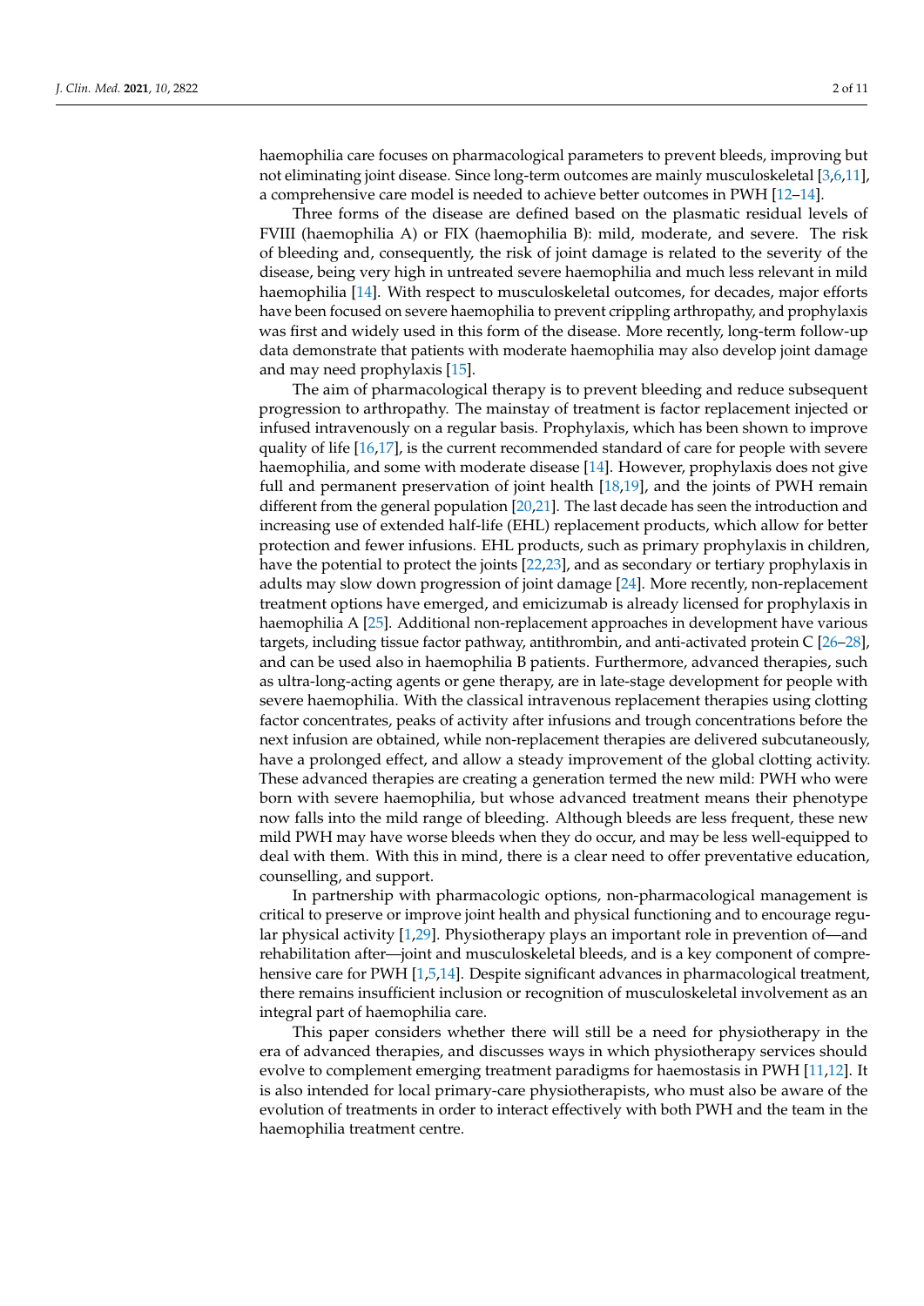haemophilia care focuses on pharmacological parameters to prevent bleeds, improving but not eliminating joint disease. Since long-term outcomes are mainly musculoskeletal [3,6,11], a comprehensive care model is needed to achieve better outcomes in PWH [12–14].

Three forms of the disease are defined based on the plasmatic residual levels of FVIII (haemophilia A) or FIX (haemophilia B): mild, moderate, and severe. The risk of bleeding and, consequently, the risk of joint damage is related to the severity of the disease, being very high in untreated severe haemophilia and much less relevant in mild haemophilia [14]. With respect to musculoskeletal outcomes, for decades, major efforts have been focused on severe haemophilia to prevent crippling arthropathy, and prophylaxis was first and widely used in this form of the disease. More recently, long-term follow-up data demonstrate that patients with moderate haemophilia may also develop joint damage and may need prophylaxis [15].

The aim of pharmacological therapy is to prevent bleeding and reduce subsequent progression to arthropathy. The mainstay of treatment is factor replacement injected or infused intravenously on a regular basis. Prophylaxis, which has been shown to improve quality of life [16,17], is the current recommended standard of care for people with severe haemophilia, and some with moderate disease [14]. However, prophylaxis does not give full and permanent preservation of joint health [18,19], and the joints of PWH remain different from the general population [20,21]. The last decade has seen the introduction and increasing use of extended half-life (EHL) replacement products, which allow for better protection and fewer infusions. EHL products, such as primary prophylaxis in children, have the potential to protect the joints [22,23], and as secondary or tertiary prophylaxis in adults may slow down progression of joint damage [24]. More recently, non-replacement treatment options have emerged, and emicizumab is already licensed for prophylaxis in haemophilia A [25]. Additional non-replacement approaches in development have various targets, including tissue factor pathway, antithrombin, and anti-activated protein C [26–28], and can be used also in haemophilia B patients. Furthermore, advanced therapies, such as ultra-long-acting agents or gene therapy, are in late-stage development for people with severe haemophilia. With the classical intravenous replacement therapies using clotting factor concentrates, peaks of activity after infusions and trough concentrations before the next infusion are obtained, while non-replacement therapies are delivered subcutaneously, have a prolonged effect, and allow a steady improvement of the global clotting activity. These advanced therapies are creating a generation termed the new mild: PWH who were born with severe haemophilia, but whose advanced treatment means their phenotype now falls into the mild range of bleeding. Although bleeds are less frequent, these new mild PWH may have worse bleeds when they do occur, and may be less well-equipped to deal with them. With this in mind, there is a clear need to offer preventative education, counselling, and support.

In partnership with pharmacologic options, non-pharmacological management is critical to preserve or improve joint health and physical functioning and to encourage regular physical activity [1,29]. Physiotherapy plays an important role in prevention of—and rehabilitation after—joint and musculoskeletal bleeds, and is a key component of comprehensive care for PWH [1,5,14]. Despite significant advances in pharmacological treatment, there remains insufficient inclusion or recognition of musculoskeletal involvement as an integral part of haemophilia care.

This paper considers whether there will still be a need for physiotherapy in the era of advanced therapies, and discusses ways in which physiotherapy services should evolve to complement emerging treatment paradigms for haemostasis in PWH [11,12]. It is also intended for local primary-care physiotherapists, who must also be aware of the evolution of treatments in order to interact effectively with both PWH and the team in the haemophilia treatment centre.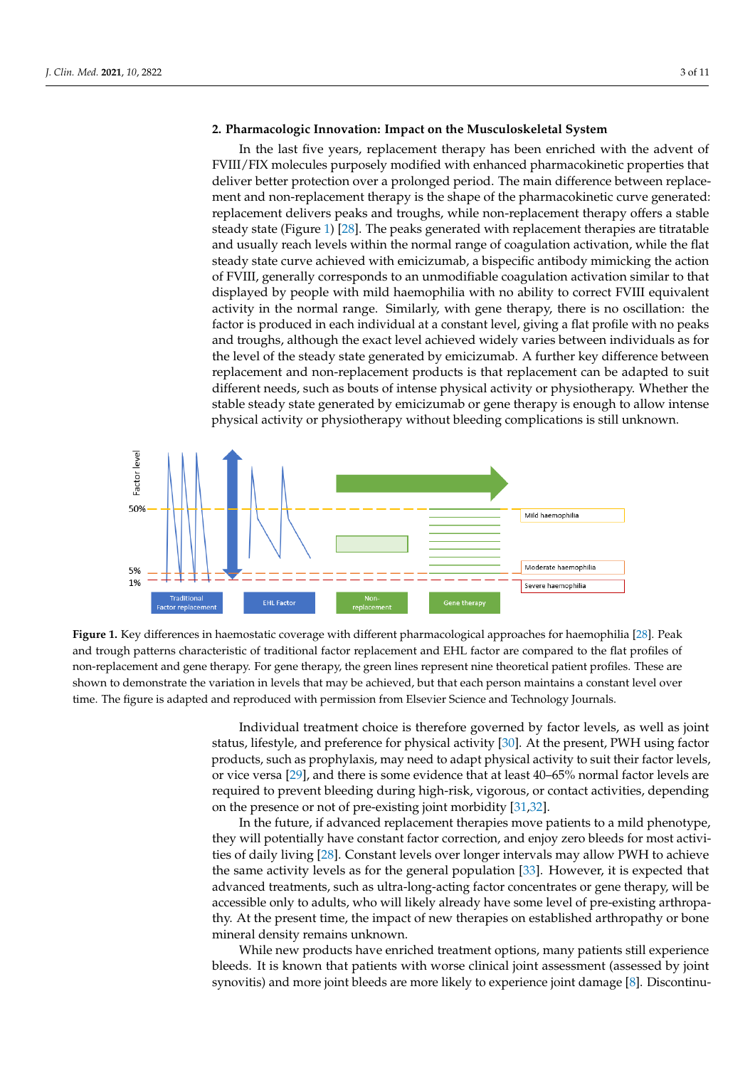## 2. Pharmacologic Innovation: Impact on the Musculoskeletal System

In the last five years, replacement therapy has been enriched with the advent of FVIII/FIX molecules purposely modified with enhanced pharmacokinetic properties that deliver better protection over a prolonged period. The main difference between replacement and non-replacement therapy is the shape of the pharmacokinetic curve generated: replacement delivers peaks and troughs, while non-replacement therapy offers a stable steady state (Figure 1) [28]. The peaks generated with replacement therapies are titratable and usually reach levels within the normal range of coagulation activation, while the flat steady state curve achieved with emicizumab, a bispecific antibody mimicking the action of FVIII, generally corresponds to an unmodifiable coagulation activation similar to that displayed by people with mild haemophilia with no ability to correct FVIII equivalent activity in the normal range. Similarly, with gene therapy, there is no oscillation: the factor is produced in each individual at a constant level, giving a flat profile with no peaks and troughs, although the exact level achieved widely varies between individuals as for the level of the steady state generated by emicizumab. A further key difference between replacement and non-replacement products is that replacement can be adapted to suit different needs, such as bouts of intense physical activity or physiotherapy. Whether the stable steady state generated by emicizumab or gene therapy is enough to allow intense physical activity or physiotherapy without bleeding complications is still unknown.

**Figure 1.** Key differences in haemostatic coverage with different pharmacological approaches for haemophilia [28]. Peak and trough patterns characteristic of traditional factor replacement and EHL factor are compared to the flat profiles of non-replacement and gene therapy. For gene therapy, the green lines represent nine theoretical patient profiles. These are shown to demonstrate the variation in levels that may be achieved, but that each person maintains a constant level over time. The figure is adapted and reproduced with permission from Elsevier Science and Technology Journals.

Individual treatment choice is therefore governed by factor levels, as well as joint status, lifestyle, and preference for physical activity [30]. At the present, PWH using factor products, such as prophylaxis, may need to adapt physical activity to suit their factor levels, or vice versa [29], and there is some evidence that at least 40–65% normal factor levels are required to prevent bleeding during high-risk, vigorous, or contact activities, depending on the presence or not of pre-existing joint morbidity [31,32].

In the future, if advanced replacement therapies move patients to a mild phenotype, they will potentially have constant factor correction, and enjoy zero bleeds for most activities of daily living [28]. Constant levels over longer intervals may allow PWH to achieve the same activity levels as for the general population [33]. However, it is expected that advanced treatments, such as ultra-long-acting factor concentrates or gene therapy, will be accessible only to adults, who will likely already have some level of pre-existing arthropathy. At the present time, the impact of new therapies on established arthropathy or bone mineral density remains unknown.

While new products have enriched treatment options, many patients still experience bleeds. It is known that patients with worse clinical joint assessment (assessed by joint synovitis) and more joint bleeds are more likely to experience joint damage [8]. Discontinu-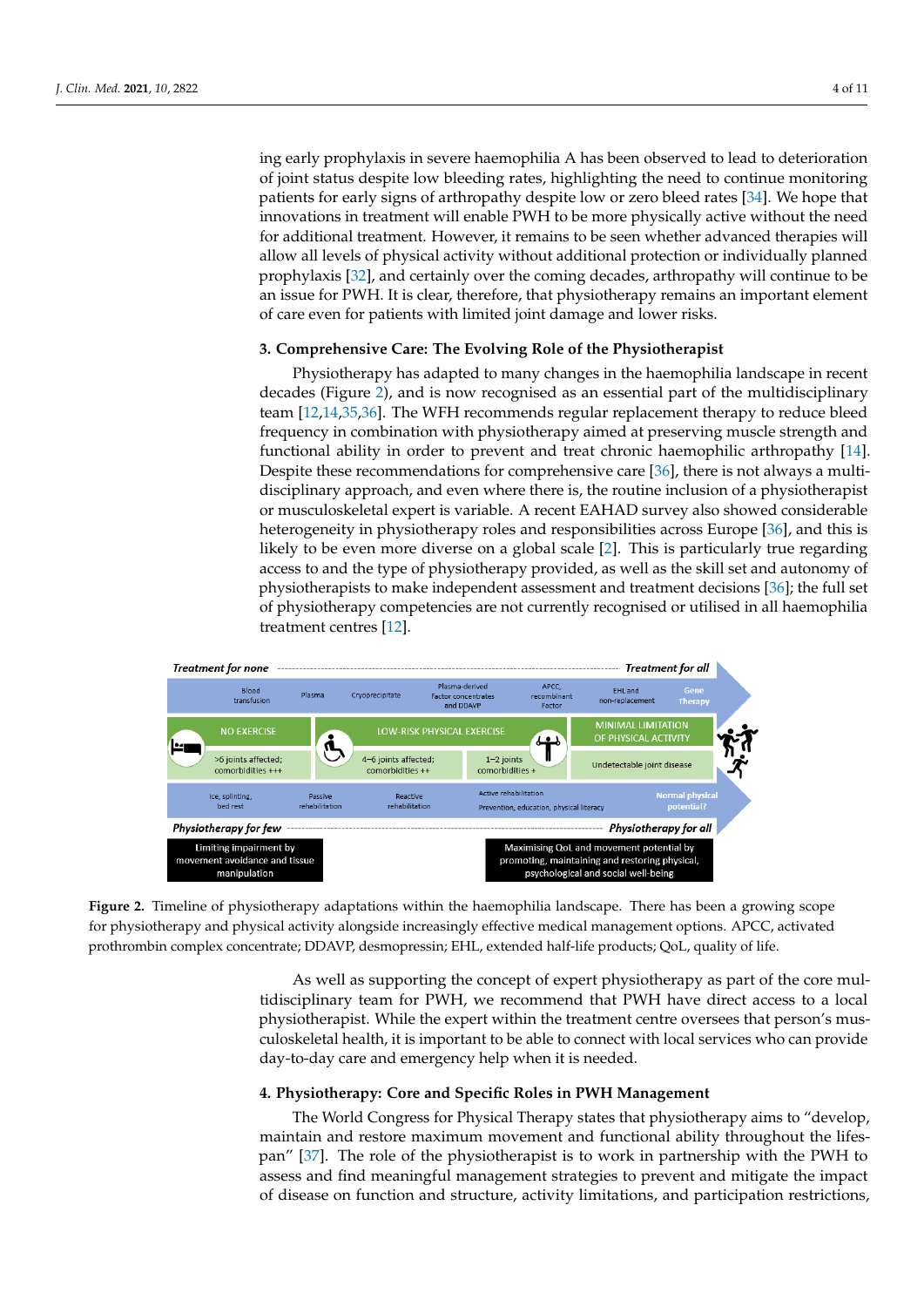ing early prophylaxis in severe haemophilia A has been observed to lead to deterioration of joint status despite low bleeding rates, highlighting the need to continue monitoring patients for early signs of arthropathy despite low or zero bleed rates [34]. We hope that innovations in treatment will enable PWH to be more physically active without the need for additional treatment. However, it remains to be seen whether advanced therapies will allow all levels of physical activity without additional protection or individually planned prophylaxis [32], and certainly over the coming decades, arthropathy will continue to be an issue for PWH. It is clear, therefore, that physiotherapy remains an important element of care even for patients with limited joint damage and lower risks.

## 3. Comprehensive Care: The Evolving Role of the Physiotherapist

Physiotherapy has adapted to many changes in the haemophilia landscape in recent decades (Figure 2), and is now recognised as an essential part of the multidisciplinary team [12,14,35,36]. The WFH recommends regular replacement therapy to reduce bleed frequency in combination with physiotherapy aimed at preserving muscle strength and functional ability in order to prevent and treat chronic haemophilic arthropathy [14]. Despite these recommendations for comprehensive care [36], there is not always a multidisciplinary approach, and even where there is, the routine inclusion of a physiotherapist or musculoskeletal expert is variable. A recent EAHAD survey also showed considerable heterogeneity in physiotherapy roles and responsibilities across Europe [36], and this is likely to be even more diverse on a global scale [2]. This is particularly true regarding access to and the type of physiotherapy provided, as well as the skill set and autonomy of physiotherapists to make independent assessment and treatment decisions [36]; the full set of physiotherapy competencies are not currently recognised or utilised in all haemophilia treatment centres [12].

*Treatment for none* — *Treatment for all*

Blood transfusion | Plasma | Cryoprecipitate | Plasma-derived Factor concentrates and DDAVP | APCC, recombinant Factor | EHL and non-replacement | Gene Therapy

NO EXERCISE: >6 joints affected; comorbidities +++

LOW-RISK PHYSICAL EXERCISE: 4–6 joints affected; comorbidities ++ | 1–2 joints comorbidities +

MINIMAL LIMITATION OF PHYSICAL ACTIVITY: Undetectable joint disease

Ice, splinting, bed rest | Passive rehabilitation | Reactive rehabilitation | Active rehabilitation | Prevention, education, physical literacy | Normal physical potential?

*Physiotherapy for few* — *Physiotherapy for all*

Limiting impairment by movement avoidance and tissue manipulation

Maximising QoL and movement potential by promoting, maintaining and restoring physical, psychological and social well-being

**Figure 2.** Timeline of physiotherapy adaptations within the haemophilia landscape. There has been a growing scope for physiotherapy and physical activity alongside increasingly effective medical management options. APCC, activated prothrombin complex concentrate; DDAVP, desmopressin; EHL, extended half-life products; QoL, quality of life.

As well as supporting the concept of expert physiotherapy as part of the core multidisciplinary team for PWH, we recommend that PWH have direct access to a local physiotherapist. While the expert within the treatment centre oversees that person's musculoskeletal health, it is important to be able to connect with local services who can provide day-to-day care and emergency help when it is needed.

## 4. Physiotherapy: Core and Specific Roles in PWH Management

The World Congress for Physical Therapy states that physiotherapy aims to "develop, maintain and restore maximum movement and functional ability throughout the lifespan" [37]. The role of the physiotherapist is to work in partnership with the PWH to assess and find meaningful management strategies to prevent and mitigate the impact of disease on function and structure, activity limitations, and participation restrictions,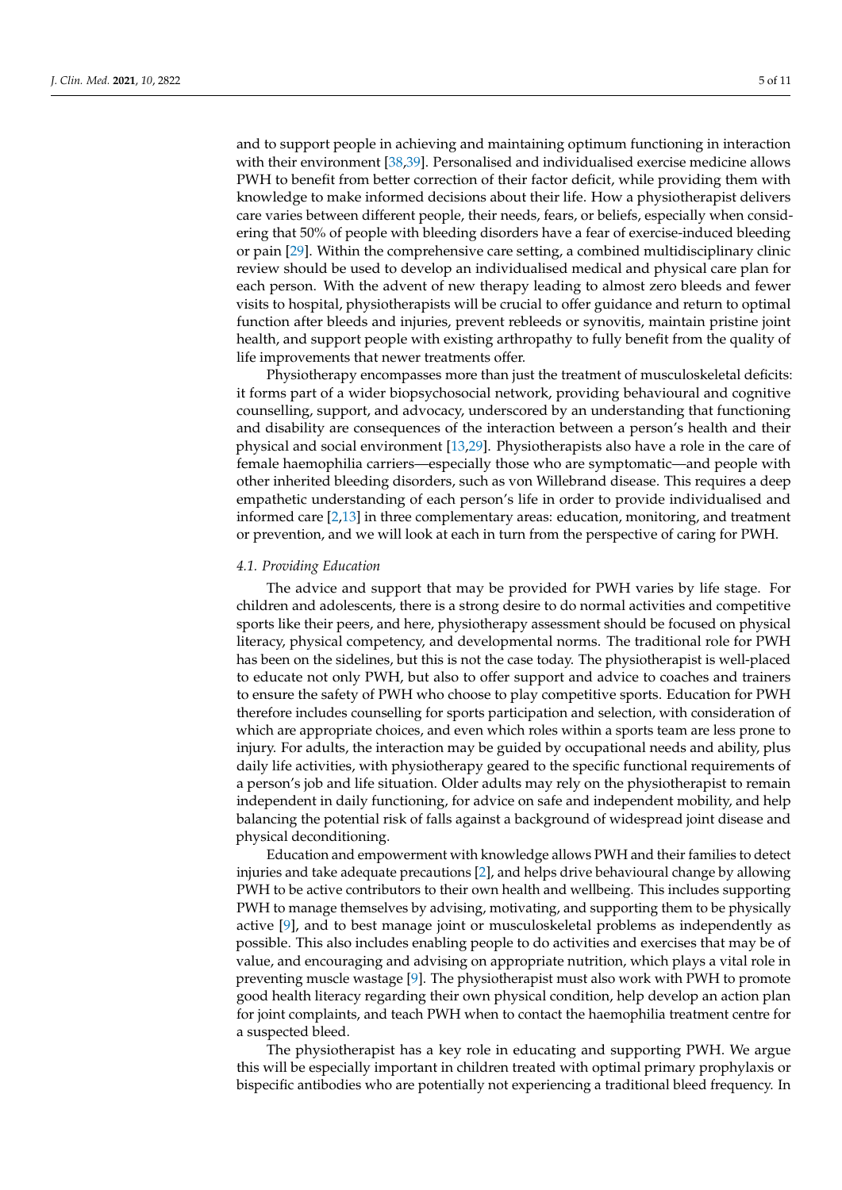and to support people in achieving and maintaining optimum functioning in interaction with their environment [38,39]. Personalised and individualised exercise medicine allows PWH to benefit from better correction of their factor deficit, while providing them with knowledge to make informed decisions about their life. How a physiotherapist delivers care varies between different people, their needs, fears, or beliefs, especially when considering that 50% of people with bleeding disorders have a fear of exercise-induced bleeding or pain [29]. Within the comprehensive care setting, a combined multidisciplinary clinic review should be used to develop an individualised medical and physical care plan for each person. With the advent of new therapy leading to almost zero bleeds and fewer visits to hospital, physiotherapists will be crucial to offer guidance and return to optimal function after bleeds and injuries, prevent rebleeds or synovitis, maintain pristine joint health, and support people with existing arthropathy to fully benefit from the quality of life improvements that newer treatments offer.

Physiotherapy encompasses more than just the treatment of musculoskeletal deficits: it forms part of a wider biopsychosocial network, providing behavioural and cognitive counselling, support, and advocacy, underscored by an understanding that functioning and disability are consequences of the interaction between a person's health and their physical and social environment [13,29]. Physiotherapists also have a role in the care of female haemophilia carriers—especially those who are symptomatic—and people with other inherited bleeding disorders, such as von Willebrand disease. This requires a deep empathetic understanding of each person's life in order to provide individualised and informed care [2,13] in three complementary areas: education, monitoring, and treatment or prevention, and we will look at each in turn from the perspective of caring for PWH.

### *4.1. Providing Education*

The advice and support that may be provided for PWH varies by life stage. For children and adolescents, there is a strong desire to do normal activities and competitive sports like their peers, and here, physiotherapy assessment should be focused on physical literacy, physical competency, and developmental norms. The traditional role for PWH has been on the sidelines, but this is not the case today. The physiotherapist is well-placed to educate not only PWH, but also to offer support and advice to coaches and trainers to ensure the safety of PWH who choose to play competitive sports. Education for PWH therefore includes counselling for sports participation and selection, with consideration of which are appropriate choices, and even which roles within a sports team are less prone to injury. For adults, the interaction may be guided by occupational needs and ability, plus daily life activities, with physiotherapy geared to the specific functional requirements of a person's job and life situation. Older adults may rely on the physiotherapist to remain independent in daily functioning, for advice on safe and independent mobility, and help balancing the potential risk of falls against a background of widespread joint disease and physical deconditioning.

Education and empowerment with knowledge allows PWH and their families to detect injuries and take adequate precautions [2], and helps drive behavioural change by allowing PWH to be active contributors to their own health and wellbeing. This includes supporting PWH to manage themselves by advising, motivating, and supporting them to be physically active [9], and to best manage joint or musculoskeletal problems as independently as possible. This also includes enabling people to do activities and exercises that may be of value, and encouraging and advising on appropriate nutrition, which plays a vital role in preventing muscle wastage [9]. The physiotherapist must also work with PWH to promote good health literacy regarding their own physical condition, help develop an action plan for joint complaints, and teach PWH when to contact the haemophilia treatment centre for a suspected bleed.

The physiotherapist has a key role in educating and supporting PWH. We argue this will be especially important in children treated with optimal primary prophylaxis or bispecific antibodies who are potentially not experiencing a traditional bleed frequency. In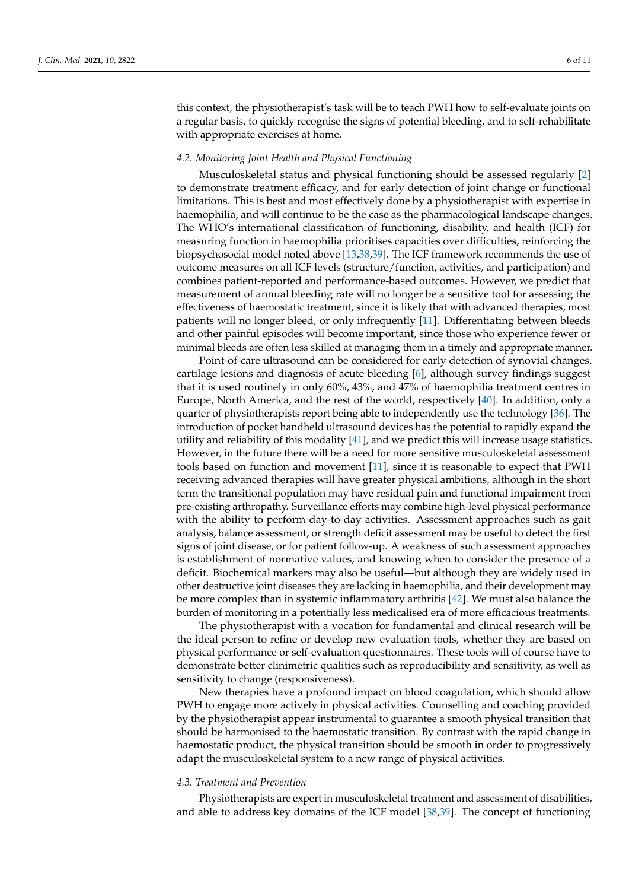this context, the physiotherapist's task will be to teach PWH how to self-evaluate joints on a regular basis, to quickly recognise the signs of potential bleeding, and to self-rehabilitate with appropriate exercises at home.

### *4.2. Monitoring Joint Health and Physical Functioning*

Musculoskeletal status and physical functioning should be assessed regularly [2] to demonstrate treatment efficacy, and for early detection of joint change or functional limitations. This is best and most effectively done by a physiotherapist with expertise in haemophilia, and will continue to be the case as the pharmacological landscape changes. The WHO's international classification of functioning, disability, and health (ICF) for measuring function in haemophilia prioritises capacities over difficulties, reinforcing the biopsychosocial model noted above [13,38,39]. The ICF framework recommends the use of outcome measures on all ICF levels (structure/function, activities, and participation) and combines patient-reported and performance-based outcomes. However, we predict that measurement of annual bleeding rate will no longer be a sensitive tool for assessing the effectiveness of haemostatic treatment, since it is likely that with advanced therapies, most patients will no longer bleed, or only infrequently [11]. Differentiating between bleeds and other painful episodes will become important, since those who experience fewer or minimal bleeds are often less skilled at managing them in a timely and appropriate manner.

Point-of-care ultrasound can be considered for early detection of synovial changes, cartilage lesions and diagnosis of acute bleeding [6], although survey findings suggest that it is used routinely in only 60%, 43%, and 47% of haemophilia treatment centres in Europe, North America, and the rest of the world, respectively [40]. In addition, only a quarter of physiotherapists report being able to independently use the technology [36]. The introduction of pocket handheld ultrasound devices has the potential to rapidly expand the utility and reliability of this modality [41], and we predict this will increase usage statistics. However, in the future there will be a need for more sensitive musculoskeletal assessment tools based on function and movement [11], since it is reasonable to expect that PWH receiving advanced therapies will have greater physical ambitions, although in the short term the transitional population may have residual pain and functional impairment from pre-existing arthropathy. Surveillance efforts may combine high-level physical performance with the ability to perform day-to-day activities. Assessment approaches such as gait analysis, balance assessment, or strength deficit assessment may be useful to detect the first signs of joint disease, or for patient follow-up. A weakness of such assessment approaches is establishment of normative values, and knowing when to consider the presence of a deficit. Biochemical markers may also be useful—but although they are widely used in other destructive joint diseases they are lacking in haemophilia, and their development may be more complex than in systemic inflammatory arthritis [42]. We must also balance the burden of monitoring in a potentially less medicalised era of more efficacious treatments.

The physiotherapist with a vocation for fundamental and clinical research will be the ideal person to refine or develop new evaluation tools, whether they are based on physical performance or self-evaluation questionnaires. These tools will of course have to demonstrate better clinimetric qualities such as reproducibility and sensitivity, as well as sensitivity to change (responsiveness).

New therapies have a profound impact on blood coagulation, which should allow PWH to engage more actively in physical activities. Counselling and coaching provided by the physiotherapist appear instrumental to guarantee a smooth physical transition that should be harmonised to the haemostatic transition. By contrast with the rapid change in haemostatic product, the physical transition should be smooth in order to progressively adapt the musculoskeletal system to a new range of physical activities.

### *4.3. Treatment and Prevention*

Physiotherapists are expert in musculoskeletal treatment and assessment of disabilities, and able to address key domains of the ICF model [38,39]. The concept of functioning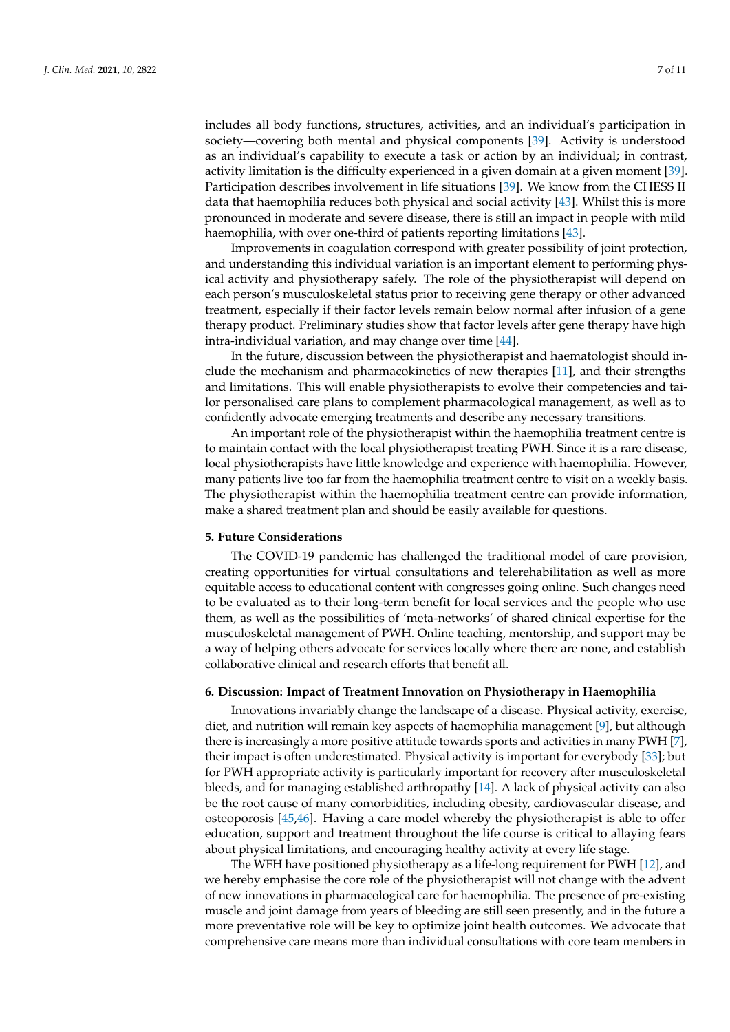includes all body functions, structures, activities, and an individual's participation in society—covering both mental and physical components [39]. Activity is understood as an individual's capability to execute a task or action by an individual; in contrast, activity limitation is the difficulty experienced in a given domain at a given moment [39]. Participation describes involvement in life situations [39]. We know from the CHESS II data that haemophilia reduces both physical and social activity [43]. Whilst this is more pronounced in moderate and severe disease, there is still an impact in people with mild haemophilia, with over one-third of patients reporting limitations [43].

Improvements in coagulation correspond with greater possibility of joint protection, and understanding this individual variation is an important element to performing physical activity and physiotherapy safely. The role of the physiotherapist will depend on each person's musculoskeletal status prior to receiving gene therapy or other advanced treatment, especially if their factor levels remain below normal after infusion of a gene therapy product. Preliminary studies show that factor levels after gene therapy have high intra-individual variation, and may change over time [44].

In the future, discussion between the physiotherapist and haematologist should include the mechanism and pharmacokinetics of new therapies [11], and their strengths and limitations. This will enable physiotherapists to evolve their competencies and tailor personalised care plans to complement pharmacological management, as well as to confidently advocate emerging treatments and describe any necessary transitions.

An important role of the physiotherapist within the haemophilia treatment centre is to maintain contact with the local physiotherapist treating PWH. Since it is a rare disease, local physiotherapists have little knowledge and experience with haemophilia. However, many patients live too far from the haemophilia treatment centre to visit on a weekly basis. The physiotherapist within the haemophilia treatment centre can provide information, make a shared treatment plan and should be easily available for questions.

## 5. Future Considerations

The COVID-19 pandemic has challenged the traditional model of care provision, creating opportunities for virtual consultations and telerehabilitation as well as more equitable access to educational content with congresses going online. Such changes need to be evaluated as to their long-term benefit for local services and the people who use them, as well as the possibilities of 'meta-networks' of shared clinical expertise for the musculoskeletal management of PWH. Online teaching, mentorship, and support may be a way of helping others advocate for services locally where there are none, and establish collaborative clinical and research efforts that benefit all.

## 6. Discussion: Impact of Treatment Innovation on Physiotherapy in Haemophilia

Innovations invariably change the landscape of a disease. Physical activity, exercise, diet, and nutrition will remain key aspects of haemophilia management [9], but although there is increasingly a more positive attitude towards sports and activities in many PWH [7], their impact is often underestimated. Physical activity is important for everybody [33]; but for PWH appropriate activity is particularly important for recovery after musculoskeletal bleeds, and for managing established arthropathy [14]. A lack of physical activity can also be the root cause of many comorbidities, including obesity, cardiovascular disease, and osteoporosis [45,46]. Having a care model whereby the physiotherapist is able to offer education, support and treatment throughout the life course is critical to allaying fears about physical limitations, and encouraging healthy activity at every life stage.

The WFH have positioned physiotherapy as a life-long requirement for PWH [12], and we hereby emphasise the core role of the physiotherapist will not change with the advent of new innovations in pharmacological care for haemophilia. The presence of pre-existing muscle and joint damage from years of bleeding are still seen presently, and in the future a more preventative role will be key to optimize joint health outcomes. We advocate that comprehensive care means more than individual consultations with core team members in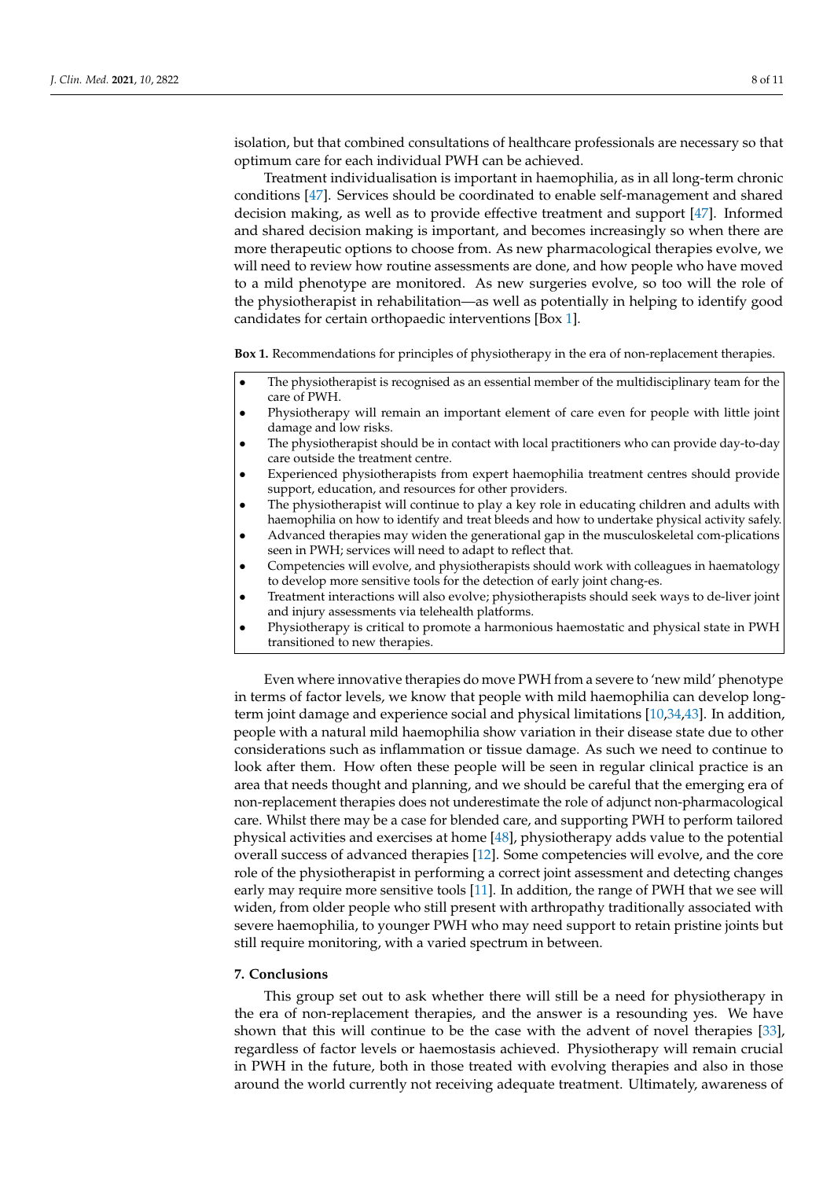isolation, but that combined consultations of healthcare professionals are necessary so that optimum care for each individual PWH can be achieved.

Treatment individualisation is important in haemophilia, as in all long-term chronic conditions [47]. Services should be coordinated to enable self-management and shared decision making, as well as to provide effective treatment and support [47]. Informed and shared decision making is important, and becomes increasingly so when there are more therapeutic options to choose from. As new pharmacological therapies evolve, we will need to review how routine assessments are done, and how people who have moved to a mild phenotype are monitored. As new surgeries evolve, so too will the role of the physiotherapist in rehabilitation—as well as potentially in helping to identify good candidates for certain orthopaedic interventions [Box 1].

**Box 1.** Recommendations for principles of physiotherapy in the era of non-replacement therapies.

- The physiotherapist is recognised as an essential member of the multidisciplinary team for the care of PWH.
- Physiotherapy will remain an important element of care even for people with little joint damage and low risks.
- The physiotherapist should be in contact with local practitioners who can provide day-to-day care outside the treatment centre.
- Experienced physiotherapists from expert haemophilia treatment centres should provide support, education, and resources for other providers.
- The physiotherapist will continue to play a key role in educating children and adults with haemophilia on how to identify and treat bleeds and how to undertake physical activity safely.
- Advanced therapies may widen the generational gap in the musculoskeletal com-plications seen in PWH; services will need to adapt to reflect that.
- Competencies will evolve, and physiotherapists should work with colleagues in haematology to develop more sensitive tools for the detection of early joint chang-es.
- Treatment interactions will also evolve; physiotherapists should seek ways to de-liver joint and injury assessments via telehealth platforms.
- Physiotherapy is critical to promote a harmonious haemostatic and physical state in PWH transitioned to new therapies.

Even where innovative therapies do move PWH from a severe to 'new mild' phenotype in terms of factor levels, we know that people with mild haemophilia can develop long-term joint damage and experience social and physical limitations [10,34,43]. In addition, people with a natural mild haemophilia show variation in their disease state due to other considerations such as inflammation or tissue damage. As such we need to continue to look after them. How often these people will be seen in regular clinical practice is an area that needs thought and planning, and we should be careful that the emerging era of non-replacement therapies does not underestimate the role of adjunct non-pharmacological care. Whilst there may be a case for blended care, and supporting PWH to perform tailored physical activities and exercises at home [48], physiotherapy adds value to the potential overall success of advanced therapies [12]. Some competencies will evolve, and the core role of the physiotherapist in performing a correct joint assessment and detecting changes early may require more sensitive tools [11]. In addition, the range of PWH that we see will widen, from older people who still present with arthropathy traditionally associated with severe haemophilia, to younger PWH who may need support to retain pristine joints but still require monitoring, with a varied spectrum in between.

## 7. Conclusions

This group set out to ask whether there will still be a need for physiotherapy in the era of non-replacement therapies, and the answer is a resounding yes. We have shown that this will continue to be the case with the advent of novel therapies [33], regardless of factor levels or haemostasis achieved. Physiotherapy will remain crucial in PWH in the future, both in those treated with evolving therapies and also in those around the world currently not receiving adequate treatment. Ultimately, awareness of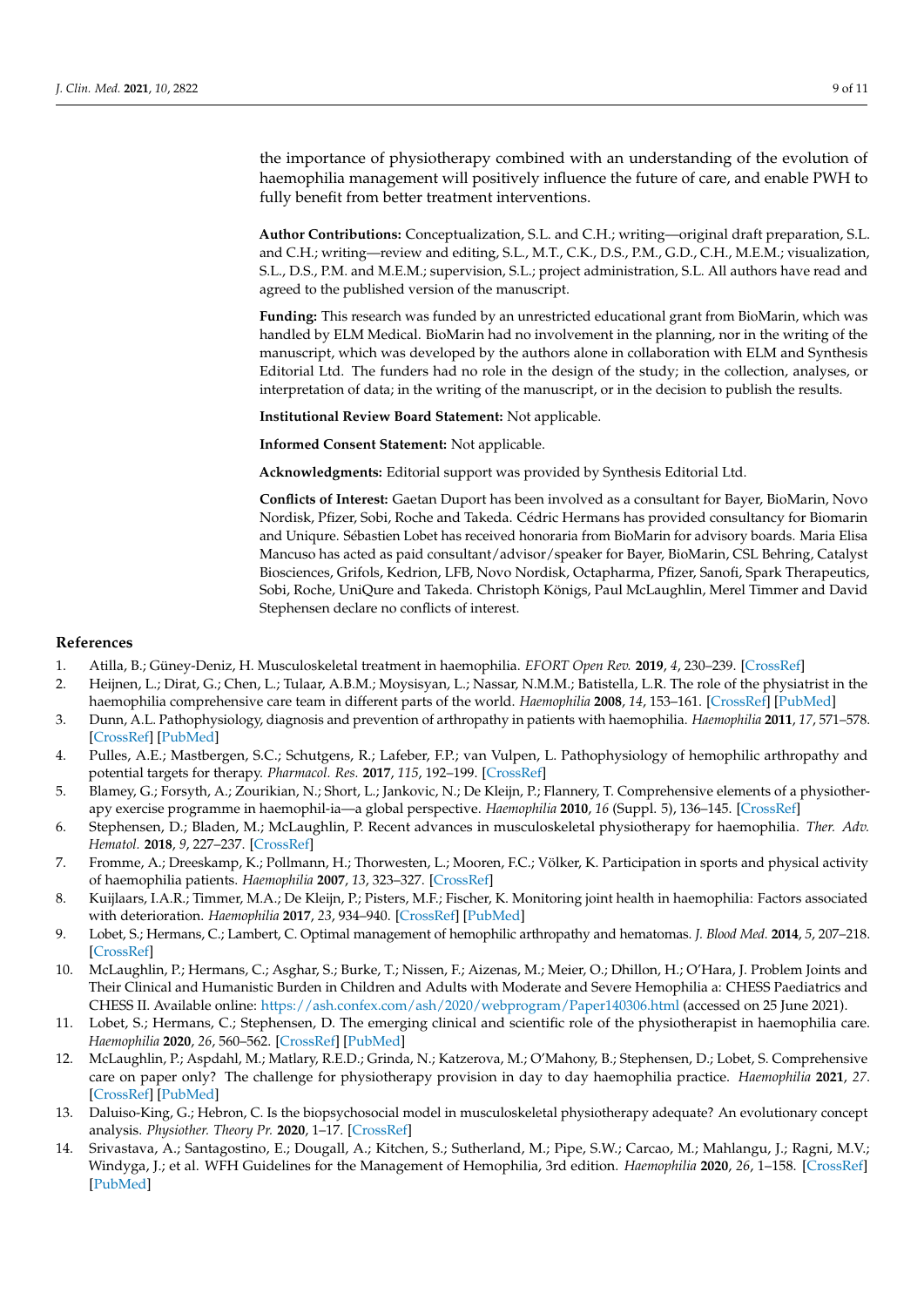the importance of physiotherapy combined with an understanding of the evolution of haemophilia management will positively influence the future of care, and enable PWH to fully benefit from better treatment interventions.

**Author Contributions:** Conceptualization, S.L. and C.H.; writing—original draft preparation, S.L. and C.H.; writing—review and editing, S.L., M.T., C.K., D.S., P.M., G.D., C.H., M.E.M.; visualization, S.L., D.S., P.M. and M.E.M.; supervision, S.L.; project administration, S.L. All authors have read and agreed to the published version of the manuscript.

**Funding:** This research was funded by an unrestricted educational grant from BioMarin, which was handled by ELM Medical. BioMarin had no involvement in the planning, nor in the writing of the manuscript, which was developed by the authors alone in collaboration with ELM and Synthesis Editorial Ltd. The funders had no role in the design of the study; in the collection, analyses, or interpretation of data; in the writing of the manuscript, or in the decision to publish the results.

**Institutional Review Board Statement:** Not applicable.

**Informed Consent Statement:** Not applicable.

**Acknowledgments:** Editorial support was provided by Synthesis Editorial Ltd.

**Conflicts of Interest:** Gaetan Duport has been involved as a consultant for Bayer, BioMarin, Novo Nordisk, Pfizer, Sobi, Roche and Takeda. Cédric Hermans has provided consultancy for Biomarin and Uniqure. Sébastien Lobet has received honoraria from BioMarin for advisory boards. Maria Elisa Mancuso has acted as paid consultant/advisor/speaker for Bayer, BioMarin, CSL Behring, Catalyst Biosciences, Grifols, Kedrion, LFB, Novo Nordisk, Octapharma, Pfizer, Sanofi, Spark Therapeutics, Sobi, Roche, UniQure and Takeda. Christoph Königs, Paul McLaughlin, Merel Timmer and David Stephensen declare no conflicts of interest.

## References

1. Atilla, B.; Güney-Deniz, H. Musculoskeletal treatment in haemophilia. *EFORT Open Rev.* **2019**, *4*, 230–239. [CrossRef]
2. Heijnen, L.; Dirat, G.; Chen, L.; Tulaar, A.B.M.; Moysisyan, L.; Nassar, N.M.M.; Batistella, L.R. The role of the physiatrist in the haemophilia comprehensive care team in different parts of the world. *Haemophilia* **2008**, *14*, 153–161. [CrossRef] [PubMed]
3. Dunn, A.L. Pathophysiology, diagnosis and prevention of arthropathy in patients with haemophilia. *Haemophilia* **2011**, *17*, 571–578. [CrossRef] [PubMed]
4. Pulles, A.E.; Mastbergen, S.C.; Schutgens, R.; Lafeber, F.P.; van Vulpen, L. Pathophysiology of hemophilic arthropathy and potential targets for therapy. *Pharmacol. Res.* **2017**, *115*, 192–199. [CrossRef]
5. Blamey, G.; Forsyth, A.; Zourikian, N.; Short, L.; Jankovic, N.; De Kleijn, P.; Flannery, T. Comprehensive elements of a physiotherapy exercise programme in haemophil-ia—a global perspective. *Haemophilia* **2010**, *16* (Suppl. 5), 136–145. [CrossRef]
6. Stephensen, D.; Bladen, M.; McLaughlin, P. Recent advances in musculoskeletal physiotherapy for haemophilia. *Ther. Adv. Hematol.* **2018**, *9*, 227–237. [CrossRef]
7. Fromme, A.; Dreeskamp, K.; Pollmann, H.; Thorwesten, L.; Mooren, F.C.; Völker, K. Participation in sports and physical activity of haemophilia patients. *Haemophilia* **2007**, *13*, 323–327. [CrossRef]
8. Kuijlaars, I.A.R.; Timmer, M.A.; De Kleijn, P.; Pisters, M.F.; Fischer, K. Monitoring joint health in haemophilia: Factors associated with deterioration. *Haemophilia* **2017**, *23*, 934–940. [CrossRef] [PubMed]
9. Lobet, S.; Hermans, C.; Lambert, C. Optimal management of hemophilic arthropathy and hematomas. *J. Blood Med.* **2014**, *5*, 207–218. [CrossRef]
10. McLaughlin, P.; Hermans, C.; Asghar, S.; Burke, T.; Nissen, F.; Aizenas, M.; Meier, O.; Dhillon, H.; O'Hara, J. Problem Joints and Their Clinical and Humanistic Burden in Children and Adults with Moderate and Severe Hemophilia a: CHESS Paediatrics and CHESS II. Available online: https://ash.confex.com/ash/2020/webprogram/Paper140306.html (accessed on 25 June 2021).
11. Lobet, S.; Hermans, C.; Stephensen, D. The emerging clinical and scientific role of the physiotherapist in haemophilia care. *Haemophilia* **2020**, *26*, 560–562. [CrossRef] [PubMed]
12. McLaughlin, P.; Aspdahl, M.; Matlary, R.E.D.; Grinda, N.; Katzerova, M.; O'Mahony, B.; Stephensen, D.; Lobet, S. Comprehensive care on paper only? The challenge for physiotherapy provision in day to day haemophilia practice. *Haemophilia* **2021**, *27*. [CrossRef] [PubMed]
13. Daluiso-King, G.; Hebron, C. Is the biopsychosocial model in musculoskeletal physiotherapy adequate? An evolutionary concept analysis. *Physiother. Theory Pr.* **2020**, 1–17. [CrossRef]
14. Srivastava, A.; Santagostino, E.; Dougall, A.; Kitchen, S.; Sutherland, M.; Pipe, S.W.; Carcao, M.; Mahlangu, J.; Ragni, M.V.; Windyga, J.; et al. WFH Guidelines for the Management of Hemophilia, 3rd edition. *Haemophilia* **2020**, *26*, 1–158. [CrossRef] [PubMed]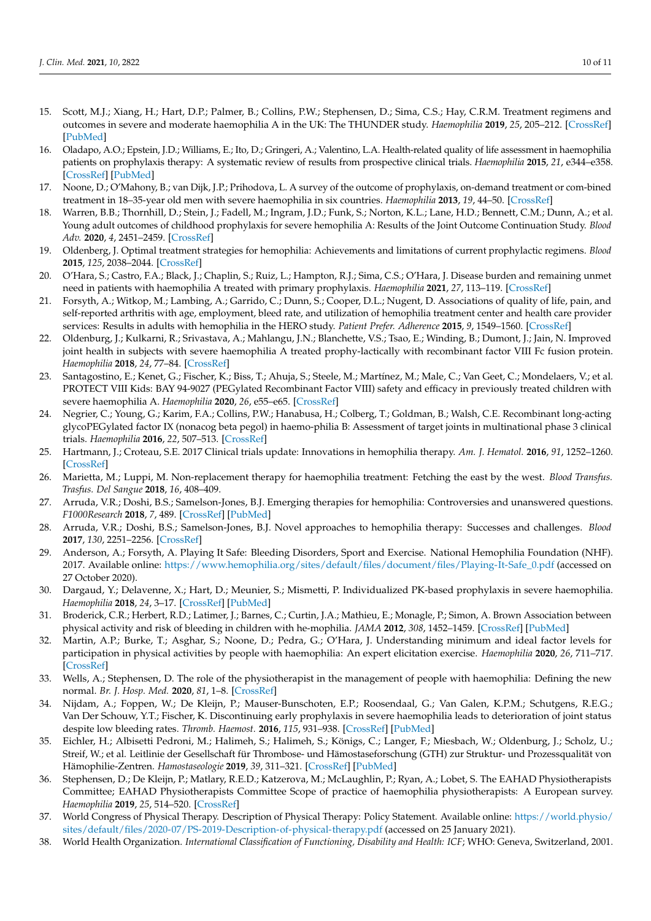15. Scott, M.J.; Xiang, H.; Hart, D.P.; Palmer, B.; Collins, P.W.; Stephensen, D.; Sima, C.S.; Hay, C.R.M. Treatment regimens and outcomes in severe and moderate haemophilia A in the UK: The THUNDER study. *Haemophilia* **2019**, *25*, 205–212. [CrossRef] [PubMed]
16. Oladapo, A.O.; Epstein, J.D.; Williams, E.; Ito, D.; Gringeri, A.; Valentino, L.A. Health-related quality of life assessment in haemophilia patients on prophylaxis therapy: A systematic review of results from prospective clinical trials. *Haemophilia* **2015**, *21*, e344–e358. [CrossRef] [PubMed]
17. Noone, D.; O'Mahony, B.; van Dijk, J.P.; Prihodova, L. A survey of the outcome of prophylaxis, on-demand treatment or com-bined treatment in 18–35-year old men with severe haemophilia in six countries. *Haemophilia* **2013**, *19*, 44–50. [CrossRef]
18. Warren, B.B.; Thornhill, D.; Stein, J.; Fadell, M.; Ingram, J.D.; Funk, S.; Norton, K.L.; Lane, H.D.; Bennett, C.M.; Dunn, A.; et al. Young adult outcomes of childhood prophylaxis for severe hemophilia A: Results of the Joint Outcome Continuation Study. *Blood Adv.* **2020**, *4*, 2451–2459. [CrossRef]
19. Oldenberg, J. Optimal treatment strategies for hemophilia: Achievements and limitations of current prophylactic regimens. *Blood* **2015**, *125*, 2038–2044. [CrossRef]
20. O'Hara, S.; Castro, F.A.; Black, J.; Chaplin, S.; Ruiz, L.; Hampton, R.J.; Sima, C.S.; O'Hara, J. Disease burden and remaining unmet need in patients with haemophilia A treated with primary prophylaxis. *Haemophilia* **2021**, *27*, 113–119. [CrossRef]
21. Forsyth, A.; Witkop, M.; Lambing, A.; Garrido, C.; Dunn, S.; Cooper, D.L.; Nugent, D. Associations of quality of life, pain, and self-reported arthritis with age, employment, bleed rate, and utilization of hemophilia treatment center and health care provider services: Results in adults with hemophilia in the HERO study. *Patient Prefer. Adherence* **2015**, *9*, 1549–1560. [CrossRef]
22. Oldenburg, J.; Kulkarni, R.; Srivastava, A.; Mahlangu, J.N.; Blanchette, V.S.; Tsao, E.; Winding, B.; Dumont, J.; Jain, N. Improved joint health in subjects with severe haemophilia A treated prophy-lactically with recombinant factor VIII Fc fusion protein. *Haemophilia* **2018**, *24*, 77–84. [CrossRef]
23. Santagostino, E.; Kenet, G.; Fischer, K.; Biss, T.; Ahuja, S.; Steele, M.; Martínez, M.; Male, C.; Van Geet, C.; Mondelaers, V.; et al. PROTECT VIII Kids: BAY 94-9027 (PEGylated Recombinant Factor VIII) safety and efficacy in previously treated children with severe haemophilia A. *Haemophilia* **2020**, *26*, e55–e65. [CrossRef]
24. Negrier, C.; Young, G.; Karim, F.A.; Collins, P.W.; Hanabusa, H.; Colberg, T.; Goldman, B.; Walsh, C.E. Recombinant long-acting glycoPEGylated factor IX (nonacog beta pegol) in haemo-philia B: Assessment of target joints in multinational phase 3 clinical trials. *Haemophilia* **2016**, *22*, 507–513. [CrossRef]
25. Hartmann, J.; Croteau, S.E. 2017 Clinical trials update: Innovations in hemophilia therapy. *Am. J. Hematol.* **2016**, *91*, 1252–1260. [CrossRef]
26. Marietta, M.; Luppi, M. Non-replacement therapy for haemophilia treatment: Fetching the east by the west. *Blood Transfus. Trasfus. Del Sangue* **2018**, *16*, 408–409.
27. Arruda, V.R.; Doshi, B.S.; Samelson-Jones, B.J. Emerging therapies for hemophilia: Controversies and unanswered questions. *F1000Research* **2018**, *7*, 489. [CrossRef] [PubMed]
28. Arruda, V.R.; Doshi, B.S.; Samelson-Jones, B.J. Novel approaches to hemophilia therapy: Successes and challenges. *Blood* **2017**, *130*, 2251–2256. [CrossRef]
29. Anderson, A.; Forsyth, A. Playing It Safe: Bleeding Disorders, Sport and Exercise. National Hemophilia Foundation (NHF). 2017. Available online: https://www.hemophilia.org/sites/default/files/document/files/Playing-It-Safe_0.pdf (accessed on 27 October 2020).
30. Dargaud, Y.; Delavenne, X.; Hart, D.; Meunier, S.; Mismetti, P. Individualized PK-based prophylaxis in severe haemophilia. *Haemophilia* **2018**, *24*, 3–17. [CrossRef] [PubMed]
31. Broderick, C.R.; Herbert, R.D.; Latimer, J.; Barnes, C.; Curtin, J.A.; Mathieu, E.; Monagle, P.; Simon, A. Brown Association between physical activity and risk of bleeding in children with he-mophilia. *JAMA* **2012**, *308*, 1452–1459. [CrossRef] [PubMed]
32. Martin, A.P.; Burke, T.; Asghar, S.; Noone, D.; Pedra, G.; O'Hara, J. Understanding minimum and ideal factor levels for participation in physical activities by people with haemophilia: An expert elicitation exercise. *Haemophilia* **2020**, *26*, 711–717. [CrossRef]
33. Wells, A.; Stephensen, D. The role of the physiotherapist in the management of people with haemophilia: Defining the new normal. *Br. J. Hosp. Med.* **2020**, *81*, 1–8. [CrossRef]
34. Nijdam, A.; Foppen, W.; De Kleijn, P.; Mauser-Bunschoten, E.P.; Roosendaal, G.; Van Galen, K.P.M.; Schutgens, R.E.G.; Van Der Schouw, Y.T.; Fischer, K. Discontinuing early prophylaxis in severe haemophilia leads to deterioration of joint status despite low bleeding rates. *Thromb. Haemost.* **2016**, *115*, 931–938. [CrossRef] [PubMed]
35. Eichler, H.; Albisetti Pedroni, M.; Halimeh, S.; Halimeh, S.; Königs, C.; Langer, F.; Miesbach, W.; Oldenburg, J.; Scholz, U.; Streif, W.; et al. Leitlinie der Gesellschaft für Thrombose- und Hämostaseforschung (GTH) zur Struktur- und Prozessqualität von Hämophilie-Zentren. *Hamostaseologie* **2019**, *39*, 311–321. [CrossRef] [PubMed]
36. Stephensen, D.; De Kleijn, P.; Matlary, R.E.D.; Katzerova, M.; McLaughlin, P.; Ryan, A.; Lobet, S. The EAHAD Physiotherapists Committee; EAHAD Physiotherapists Committee Scope of practice of haemophilia physiotherapists: A European survey. *Haemophilia* **2019**, *25*, 514–520. [CrossRef]
37. World Congress of Physical Therapy. Description of Physical Therapy: Policy Statement. Available online: https://world.physio/sites/default/files/2020-07/PS-2019-Description-of-physical-therapy.pdf (accessed on 25 January 2021).
38. World Health Organization. *International Classification of Functioning, Disability and Health: ICF*; WHO: Geneva, Switzerland, 2001.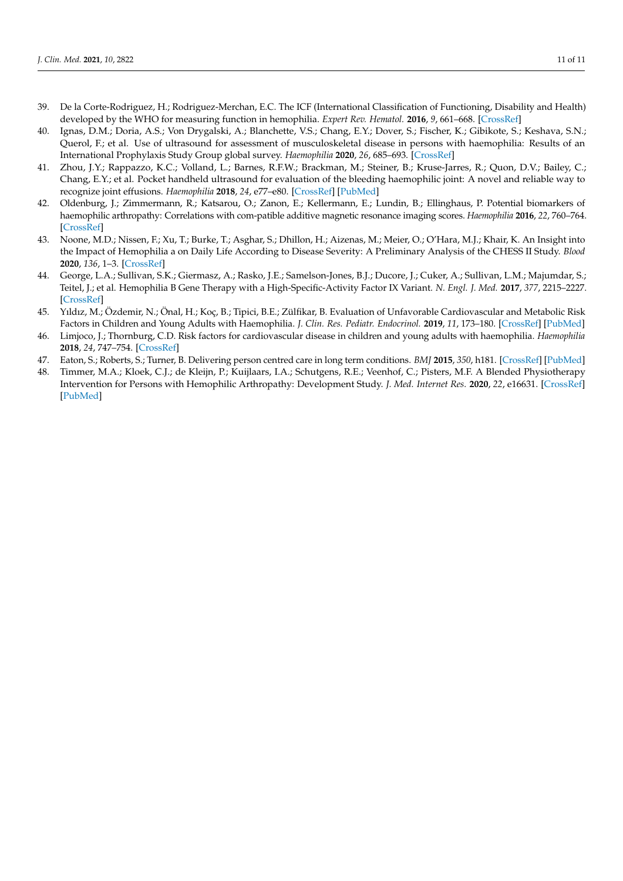39. De la Corte-Rodriguez, H.; Rodriguez-Merchan, E.C. The ICF (International Classification of Functioning, Disability and Health) developed by the WHO for measuring function in hemophilia. *Expert Rev. Hematol.* **2016**, *9*, 661–668. [CrossRef]
40. Ignas, D.M.; Doria, A.S.; Von Drygalski, A.; Blanchette, V.S.; Chang, E.Y.; Dover, S.; Fischer, K.; Gibikote, S.; Keshava, S.N.; Querol, F.; et al. Use of ultrasound for assessment of musculoskeletal disease in persons with haemophilia: Results of an International Prophylaxis Study Group global survey. *Haemophilia* **2020**, *26*, 685–693. [CrossRef]
41. Zhou, J.Y.; Rappazzo, K.C.; Volland, L.; Barnes, R.F.W.; Brackman, M.; Steiner, B.; Kruse-Jarres, R.; Quon, D.V.; Bailey, C.; Chang, E.Y.; et al. Pocket handheld ultrasound for evaluation of the bleeding haemophilic joint: A novel and reliable way to recognize joint effusions. *Haemophilia* **2018**, *24*, e77–e80. [CrossRef] [PubMed]
42. Oldenburg, J.; Zimmermann, R.; Katsarou, O.; Zanon, E.; Kellermann, E.; Lundin, B.; Ellinghaus, P. Potential biomarkers of haemophilic arthropathy: Correlations with com-patible additive magnetic resonance imaging scores. *Haemophilia* **2016**, *22*, 760–764. [CrossRef]
43. Noone, M.D.; Nissen, F.; Xu, T.; Burke, T.; Asghar, S.; Dhillon, H.; Aizenas, M.; Meier, O.; O'Hara, M.J.; Khair, K. An Insight into the Impact of Hemophilia a on Daily Life According to Disease Severity: A Preliminary Analysis of the CHESS II Study. *Blood* **2020**, *136*, 1–3. [CrossRef]
44. George, L.A.; Sullivan, S.K.; Giermasz, A.; Rasko, J.E.; Samelson-Jones, B.J.; Ducore, J.; Cuker, A.; Sullivan, L.M.; Majumdar, S.; Teitel, J.; et al. Hemophilia B Gene Therapy with a High-Specific-Activity Factor IX Variant. *N. Engl. J. Med.* **2017**, *377*, 2215–2227. [CrossRef]
45. Yıldız, M.; Özdemir, N.; Önal, H.; Koç, B.; Tipici, B.E.; Zülfikar, B. Evaluation of Unfavorable Cardiovascular and Metabolic Risk Factors in Children and Young Adults with Haemophilia. *J. Clin. Res. Pediatr. Endocrinol.* **2019**, *11*, 173–180. [CrossRef] [PubMed]
46. Limjoco, J.; Thornburg, C.D. Risk factors for cardiovascular disease in children and young adults with haemophilia. *Haemophilia* **2018**, *24*, 747–754. [CrossRef]
47. Eaton, S.; Roberts, S.; Turner, B. Delivering person centred care in long term conditions. *BMJ* **2015**, *350*, h181. [CrossRef] [PubMed]
48. Timmer, M.A.; Kloek, C.J.; de Kleijn, P.; Kuijlaars, I.A.; Schutgens, R.E.; Veenhof, C.; Pisters, M.F. A Blended Physiotherapy Intervention for Persons with Hemophilic Arthropathy: Development Study. *J. Med. Internet Res.* **2020**, *22*, e16631. [CrossRef] [PubMed]